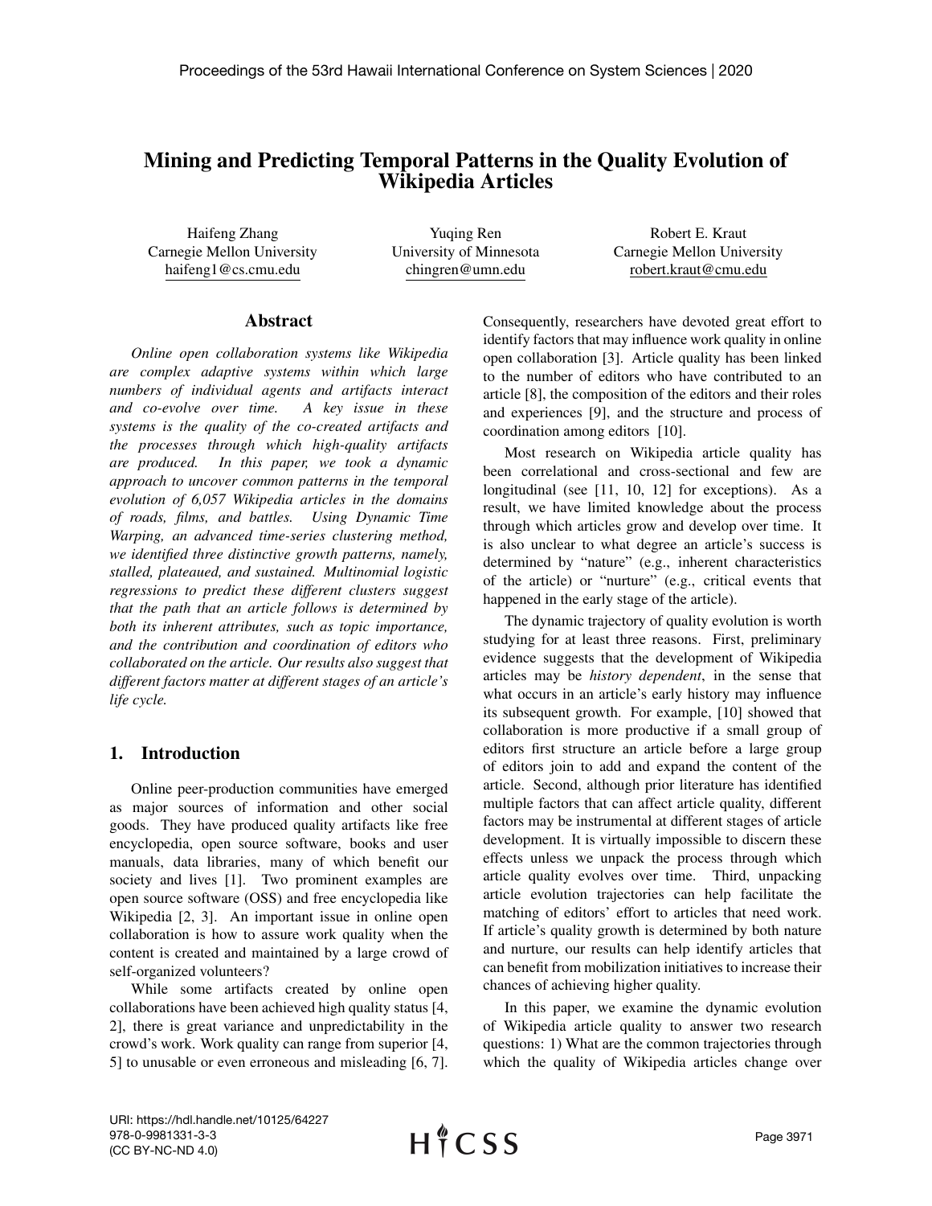# Mining and Predicting Temporal Patterns in the Quality Evolution of Wikipedia Articles

Haifeng Zhang
Carnegie Mellon University
haifeng1@cs.cmu.edu

Yuqing Ren
University of Minnesota
chingren@umn.edu

Robert E. Kraut
Carnegie Mellon University
robert.kraut@cmu.edu

## Abstract

*Online open collaboration systems like Wikipedia are complex adaptive systems within which large numbers of individual agents and artifacts interact and co-evolve over time. A key issue in these systems is the quality of the co-created artifacts and the processes through which high-quality artifacts are produced. In this paper, we took a dynamic approach to uncover common patterns in the temporal evolution of 6,057 Wikipedia articles in the domains of roads, films, and battles. Using Dynamic Time Warping, an advanced time-series clustering method, we identified three distinctive growth patterns, namely, stalled, plateaued, and sustained. Multinomial logistic regressions to predict these different clusters suggest that the path that an article follows is determined by both its inherent attributes, such as topic importance, and the contribution and coordination of editors who collaborated on the article. Our results also suggest that different factors matter at different stages of an article's life cycle.*

## 1. Introduction

Online peer-production communities have emerged as major sources of information and other social goods. They have produced quality artifacts like free encyclopedia, open source software, books and user manuals, data libraries, many of which benefit our society and lives [1]. Two prominent examples are open source software (OSS) and free encyclopedia like Wikipedia [2, 3]. An important issue in online open collaboration is how to assure work quality when the content is created and maintained by a large crowd of self-organized volunteers?

While some artifacts created by online open collaborations have been achieved high quality status [4, 2], there is great variance and unpredictability in the crowd's work. Work quality can range from superior [4, 5] to unusable or even erroneous and misleading [6, 7]. Consequently, researchers have devoted great effort to identify factors that may influence work quality in online open collaboration [3]. Article quality has been linked to the number of editors who have contributed to an article [8], the composition of the editors and their roles and experiences [9], and the structure and process of coordination among editors [10].

Most research on Wikipedia article quality has been correlational and cross-sectional and few are longitudinal (see [11, 10, 12] for exceptions). As a result, we have limited knowledge about the process through which articles grow and develop over time. It is also unclear to what degree an article's success is determined by "nature" (e.g., inherent characteristics of the article) or "nurture" (e.g., critical events that happened in the early stage of the article).

The dynamic trajectory of quality evolution is worth studying for at least three reasons. First, preliminary evidence suggests that the development of Wikipedia articles may be *history dependent*, in the sense that what occurs in an article's early history may influence its subsequent growth. For example, [10] showed that collaboration is more productive if a small group of editors first structure an article before a large group of editors join to add and expand the content of the article. Second, although prior literature has identified multiple factors that can affect article quality, different factors may be instrumental at different stages of article development. It is virtually impossible to discern these effects unless we unpack the process through which article quality evolves over time. Third, unpacking article evolution trajectories can help facilitate the matching of editors' effort to articles that need work. If article's quality growth is determined by both nature and nurture, our results can help identify articles that can benefit from mobilization initiatives to increase their chances of achieving higher quality.

In this paper, we examine the dynamic evolution of Wikipedia article quality to answer two research questions: 1) What are the common trajectories through which the quality of Wikipedia articles change over

URI: https://hdl.handle.net/10125/64227
978-0-9981331-3-3
(CC BY-NC-ND 4.0)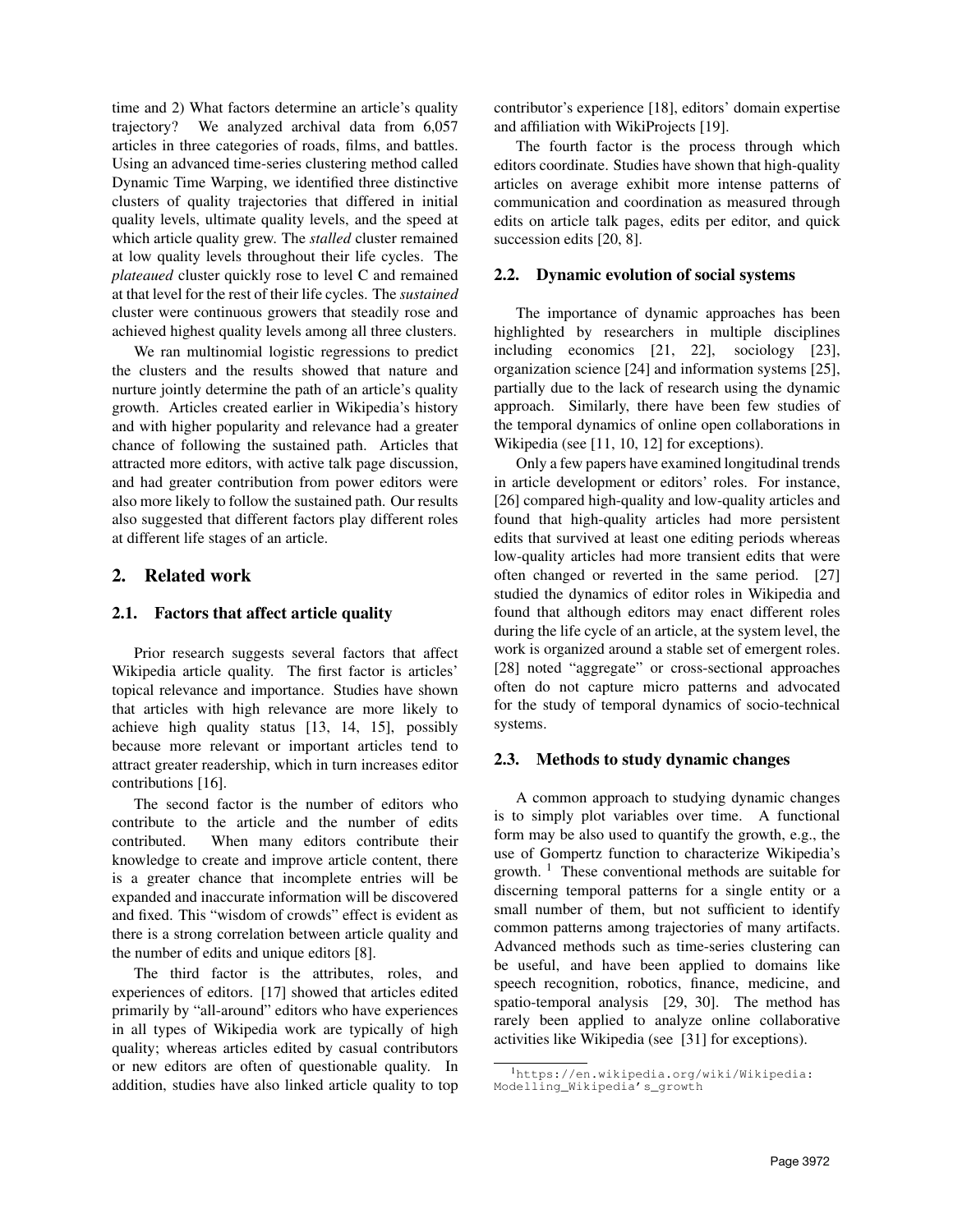time and 2) What factors determine an article's quality trajectory? We analyzed archival data from 6,057 articles in three categories of roads, films, and battles. Using an advanced time-series clustering method called Dynamic Time Warping, we identified three distinctive clusters of quality trajectories that differed in initial quality levels, ultimate quality levels, and the speed at which article quality grew. The *stalled* cluster remained at low quality levels throughout their life cycles. The *plateaued* cluster quickly rose to level C and remained at that level for the rest of their life cycles. The *sustained* cluster were continuous growers that steadily rose and achieved highest quality levels among all three clusters.

We ran multinomial logistic regressions to predict the clusters and the results showed that nature and nurture jointly determine the path of an article's quality growth. Articles created earlier in Wikipedia's history and with higher popularity and relevance had a greater chance of following the sustained path. Articles that attracted more editors, with active talk page discussion, and had greater contribution from power editors were also more likely to follow the sustained path. Our results also suggested that different factors play different roles at different life stages of an article.

## 2. Related work

### 2.1. Factors that affect article quality

Prior research suggests several factors that affect Wikipedia article quality. The first factor is articles' topical relevance and importance. Studies have shown that articles with high relevance are more likely to achieve high quality status [13, 14, 15], possibly because more relevant or important articles tend to attract greater readership, which in turn increases editor contributions [16].

The second factor is the number of editors who contribute to the article and the number of edits contributed. When many editors contribute their knowledge to create and improve article content, there is a greater chance that incomplete entries will be expanded and inaccurate information will be discovered and fixed. This "wisdom of crowds" effect is evident as there is a strong correlation between article quality and the number of edits and unique editors [8].

The third factor is the attributes, roles, and experiences of editors. [17] showed that articles edited primarily by "all-around" editors who have experiences in all types of Wikipedia work are typically of high quality; whereas articles edited by casual contributors or new editors are often of questionable quality. In addition, studies have also linked article quality to top contributor's experience [18], editors' domain expertise and affiliation with WikiProjects [19].

The fourth factor is the process through which editors coordinate. Studies have shown that high-quality articles on average exhibit more intense patterns of communication and coordination as measured through edits on article talk pages, edits per editor, and quick succession edits [20, 8].

### 2.2. Dynamic evolution of social systems

The importance of dynamic approaches has been highlighted by researchers in multiple disciplines including economics [21, 22], sociology [23], organization science [24] and information systems [25], partially due to the lack of research using the dynamic approach. Similarly, there have been few studies of the temporal dynamics of online open collaborations in Wikipedia (see [11, 10, 12] for exceptions).

Only a few papers have examined longitudinal trends in article development or editors' roles. For instance, [26] compared high-quality and low-quality articles and found that high-quality articles had more persistent edits that survived at least one editing periods whereas low-quality articles had more transient edits that were often changed or reverted in the same period. [27] studied the dynamics of editor roles in Wikipedia and found that although editors may enact different roles during the life cycle of an article, at the system level, the work is organized around a stable set of emergent roles. [28] noted "aggregate" or cross-sectional approaches often do not capture micro patterns and advocated for the study of temporal dynamics of socio-technical systems.

### 2.3. Methods to study dynamic changes

A common approach to studying dynamic changes is to simply plot variables over time. A functional form may be also used to quantify the growth, e.g., the use of Gompertz function to characterize Wikipedia's growth. [1] These conventional methods are suitable for discerning temporal patterns for a single entity or a small number of them, but not sufficient to identify common patterns among trajectories of many artifacts. Advanced methods such as time-series clustering can be useful, and have been applied to domains like speech recognition, robotics, finance, medicine, and spatio-temporal analysis [29, 30]. The method has rarely been applied to analyze online collaborative activities like Wikipedia (see [31] for exceptions).

[1] https://en.wikipedia.org/wiki/Wikipedia:Modelling_Wikipedia's_growth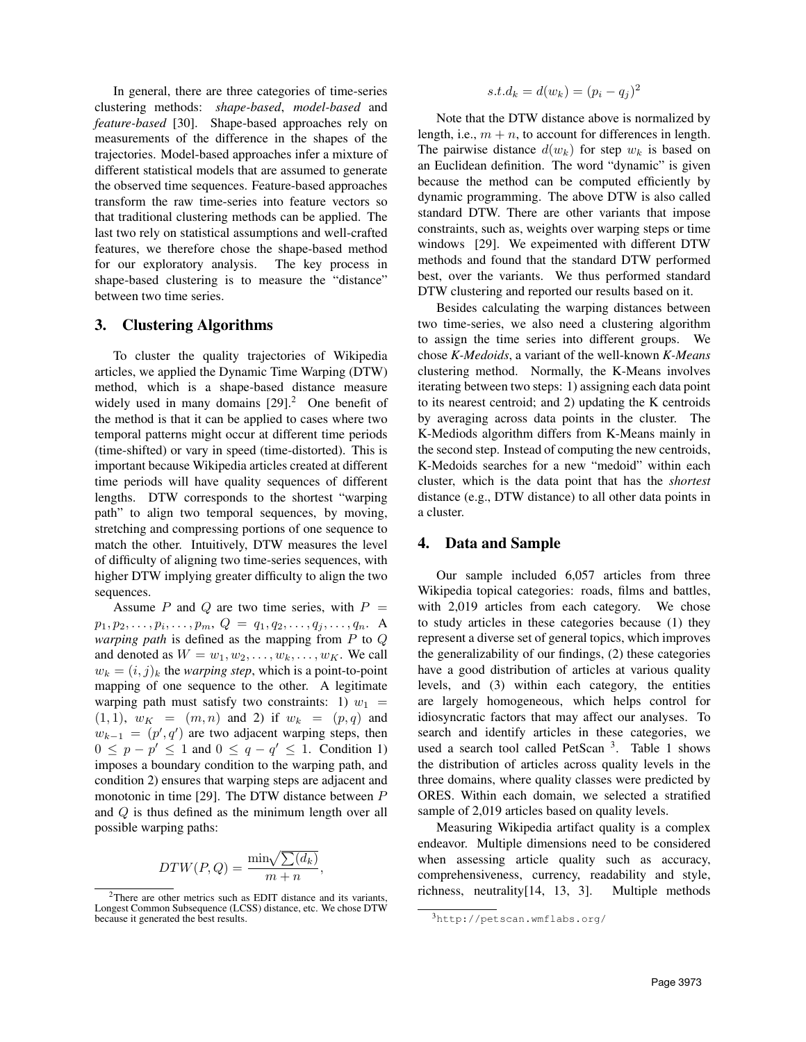In general, there are three categories of time-series clustering methods: *shape-based*, *model-based* and *feature-based* [30]. Shape-based approaches rely on measurements of the difference in the shapes of the trajectories. Model-based approaches infer a mixture of different statistical models that are assumed to generate the observed time sequences. Feature-based approaches transform the raw time-series into feature vectors so that traditional clustering methods can be applied. The last two rely on statistical assumptions and well-crafted features, we therefore chose the shape-based method for our exploratory analysis. The key process in shape-based clustering is to measure the "distance" between two time series.

## 3. Clustering Algorithms

To cluster the quality trajectories of Wikipedia articles, we applied the Dynamic Time Warping (DTW) method, which is a shape-based distance measure widely used in many domains [29].[2] One benefit of the method is that it can be applied to cases where two temporal patterns might occur at different time periods (time-shifted) or vary in speed (time-distorted). This is important because Wikipedia articles created at different time periods will have quality sequences of different lengths. DTW corresponds to the shortest "warping path" to align two temporal sequences, by moving, stretching and compressing portions of one sequence to match the other. Intuitively, DTW measures the level of difficulty of aligning two time-series sequences, with higher DTW implying greater difficulty to align the two sequences.

Assume $P$ and $Q$ are two time series, with $P = p_1, p_2, \ldots, p_i, \ldots, p_m$, $Q = q_1, q_2, \ldots, q_j, \ldots, q_n$. A *warping path* is defined as the mapping from $P$ to $Q$ and denoted as $W = w_1, w_2, \ldots, w_k, \ldots, w_K$. We call $w_k = (i, j)_k$ the *warping step*, which is a point-to-point mapping of one sequence to the other. A legitimate warping path must satisfy two constraints: 1) $w_1 = (1, 1)$, $w_K = (m, n)$ and 2) if $w_k = (p, q)$ and $w_{k-1} = (p', q')$ are two adjacent warping steps, then $0 \leq p - p' \leq 1$ and $0 \leq q - q' \leq 1$. Condition 1) imposes a boundary condition to the warping path, and condition 2) ensures that warping steps are adjacent and monotonic in time [29]. The DTW distance between $P$ and $Q$ is thus defined as the minimum length over all possible warping paths:

$$DTW(P, Q) = \frac{\min \sqrt{\sum(d_k)}}{m + n},$$

$$s.t. d_k = d(w_k) = (p_i - q_j)^2$$

Note that the DTW distance above is normalized by length, i.e., $m + n$, to account for differences in length. The pairwise distance $d(w_k)$ for step $w_k$ is based on an Euclidean definition. The word "dynamic" is given because the method can be computed efficiently by dynamic programming. The above DTW is also called standard DTW. There are other variants that impose constraints, such as, weights over warping steps or time windows [29]. We expeimented with different DTW methods and found that the standard DTW performed best, over the variants. We thus performed standard DTW clustering and reported our results based on it.

Besides calculating the warping distances between two time-series, we also need a clustering algorithm to assign the time series into different groups. We chose *K-Medoids*, a variant of the well-known *K-Means* clustering method. Normally, the K-Means involves iterating between two steps: 1) assigning each data point to its nearest centroid; and 2) updating the K centroids by averaging across data points in the cluster. The K-Mediods algorithm differs from K-Means mainly in the second step. Instead of computing the new centroids, K-Medoids searches for a new "medoid" within each cluster, which is the data point that has the *shortest* distance (e.g., DTW distance) to all other data points in a cluster.

## 4. Data and Sample

Our sample included 6,057 articles from three Wikipedia topical categories: roads, films and battles, with 2,019 articles from each category. We chose to study articles in these categories because (1) they represent a diverse set of general topics, which improves the generalizability of our findings, (2) these categories have a good distribution of articles at various quality levels, and (3) within each category, the entities are largely homogeneous, which helps control for idiosyncratic factors that may affect our analyses. To search and identify articles in these categories, we used a search tool called PetScan [3]. Table 1 shows the distribution of articles across quality levels in the three domains, where quality classes were predicted by ORES. Within each domain, we selected a stratified sample of 2,019 articles based on quality levels.

Measuring Wikipedia artifact quality is a complex endeavor. Multiple dimensions need to be considered when assessing article quality such as accuracy, comprehensiveness, currency, readability and style, richness, neutrality[14, 13, 3]. Multiple methods

[2] There are other metrics such as EDIT distance and its variants, Longest Common Subsequence (LCSS) distance, etc. We chose DTW because it generated the best results.

[3] http://petscan.wmflabs.org/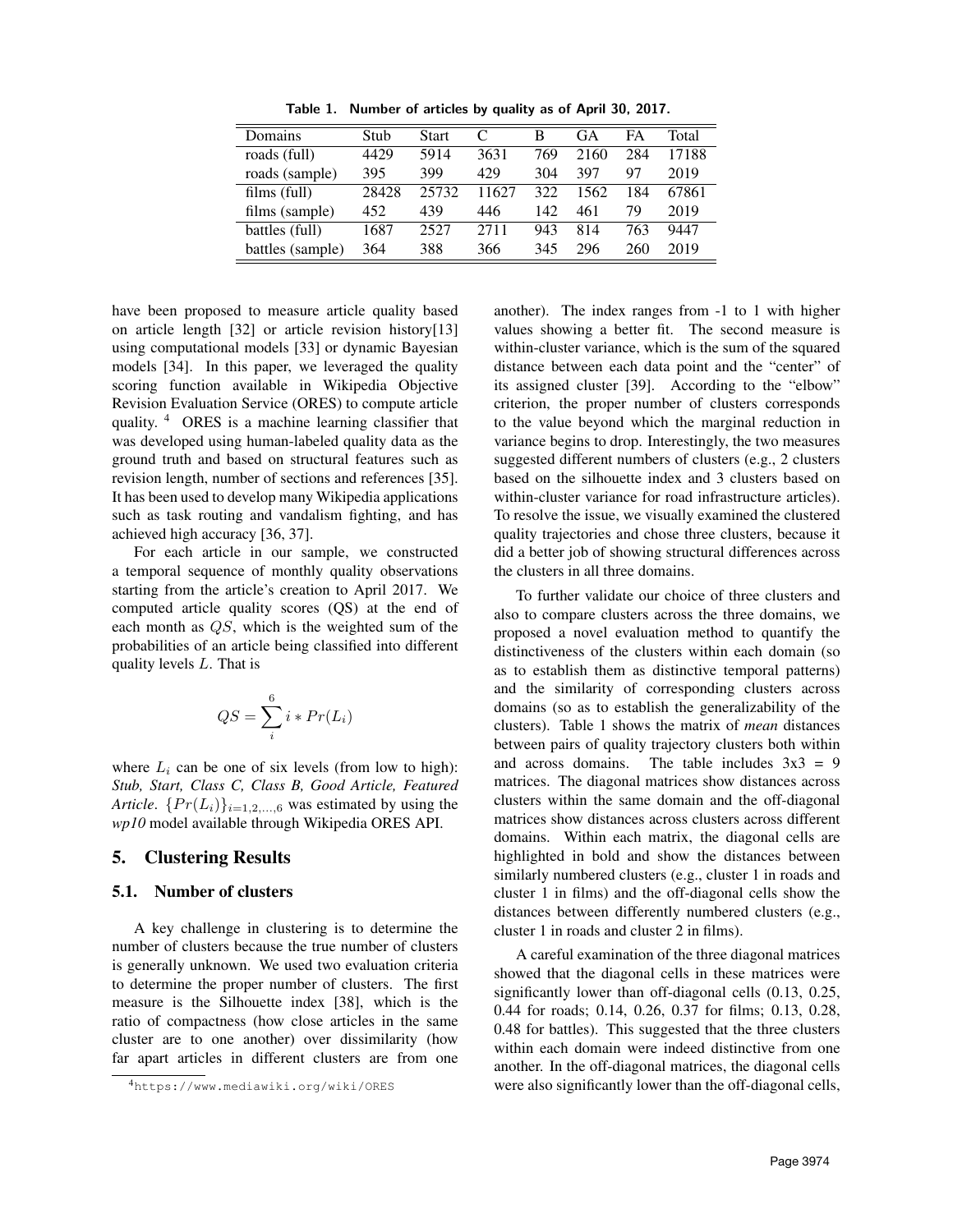Table 1. Number of articles by quality as of April 30, 2017.

| Domains | Stub | Start | C | B | GA | FA | Total |
|---|---|---|---|---|---|---|---|
| roads (full) | 4429 | 5914 | 3631 | 769 | 2160 | 284 | 17188 |
| roads (sample) | 395 | 399 | 429 | 304 | 397 | 97 | 2019 |
| films (full) | 28428 | 25732 | 11627 | 322 | 1562 | 184 | 67861 |
| films (sample) | 452 | 439 | 446 | 142 | 461 | 79 | 2019 |
| battles (full) | 1687 | 2527 | 2711 | 943 | 814 | 763 | 9447 |
| battles (sample) | 364 | 388 | 366 | 345 | 296 | 260 | 2019 |

have been proposed to measure article quality based on article length [32] or article revision history[13] using computational models [33] or dynamic Bayesian models [34]. In this paper, we leveraged the quality scoring function available in Wikipedia Objective Revision Evaluation Service (ORES) to compute article quality. [4] ORES is a machine learning classifier that was developed using human-labeled quality data as the ground truth and based on structural features such as revision length, number of sections and references [35]. It has been used to develop many Wikipedia applications such as task routing and vandalism fighting, and has achieved high accuracy [36, 37].

For each article in our sample, we constructed a temporal sequence of monthly quality observations starting from the article's creation to April 2017. We computed article quality scores (QS) at the end of each month as $QS$, which is the weighted sum of the probabilities of an article being classified into different quality levels $L$. That is

$$QS = \sum_{i}^{6} i * Pr(L_i)$$

where $L_i$ can be one of six levels (from low to high): *Stub, Start, Class C, Class B, Good Article, Featured Article*. $\{Pr(L_i)\}_{i=1,2,...,6}$ was estimated by using the *wp10* model available through Wikipedia ORES API.

## 5. Clustering Results

### 5.1. Number of clusters

A key challenge in clustering is to determine the number of clusters because the true number of clusters is generally unknown. We used two evaluation criteria to determine the proper number of clusters. The first measure is the Silhouette index [38], which is the ratio of compactness (how close articles in the same cluster are to one another) over dissimilarity (how far apart articles in different clusters are from one another). The index ranges from -1 to 1 with higher values showing a better fit. The second measure is within-cluster variance, which is the sum of the squared distance between each data point and the "center" of its assigned cluster [39]. According to the "elbow" criterion, the proper number of clusters corresponds to the value beyond which the marginal reduction in variance begins to drop. Interestingly, the two measures suggested different numbers of clusters (e.g., 2 clusters based on the silhouette index and 3 clusters based on within-cluster variance for road infrastructure articles). To resolve the issue, we visually examined the clustered quality trajectories and chose three clusters, because it did a better job of showing structural differences across the clusters in all three domains.

To further validate our choice of three clusters and also to compare clusters across the three domains, we proposed a novel evaluation method to quantify the distinctiveness of the clusters within each domain (so as to establish them as distinctive temporal patterns) and the similarity of corresponding clusters across domains (so as to establish the generalizability of the clusters). Table 1 shows the matrix of *mean* distances between pairs of quality trajectory clusters both within and across domains. The table includes 3x3 = 9 matrices. The diagonal matrices show distances across clusters within the same domain and the off-diagonal matrices show distances across clusters across different domains. Within each matrix, the diagonal cells are highlighted in bold and show the distances between similarly numbered clusters (e.g., cluster 1 in roads and cluster 1 in films) and the off-diagonal cells show the distances between differently numbered clusters (e.g., cluster 1 in roads and cluster 2 in films).

A careful examination of the three diagonal matrices showed that the diagonal cells in these matrices were significantly lower than off-diagonal cells (0.13, 0.25, 0.44 for roads; 0.14, 0.26, 0.37 for films; 0.13, 0.28, 0.48 for battles). This suggested that the three clusters within each domain were indeed distinctive from one another. In the off-diagonal matrices, the diagonal cells were also significantly lower than the off-diagonal cells,

[4] https://www.mediawiki.org/wiki/ORES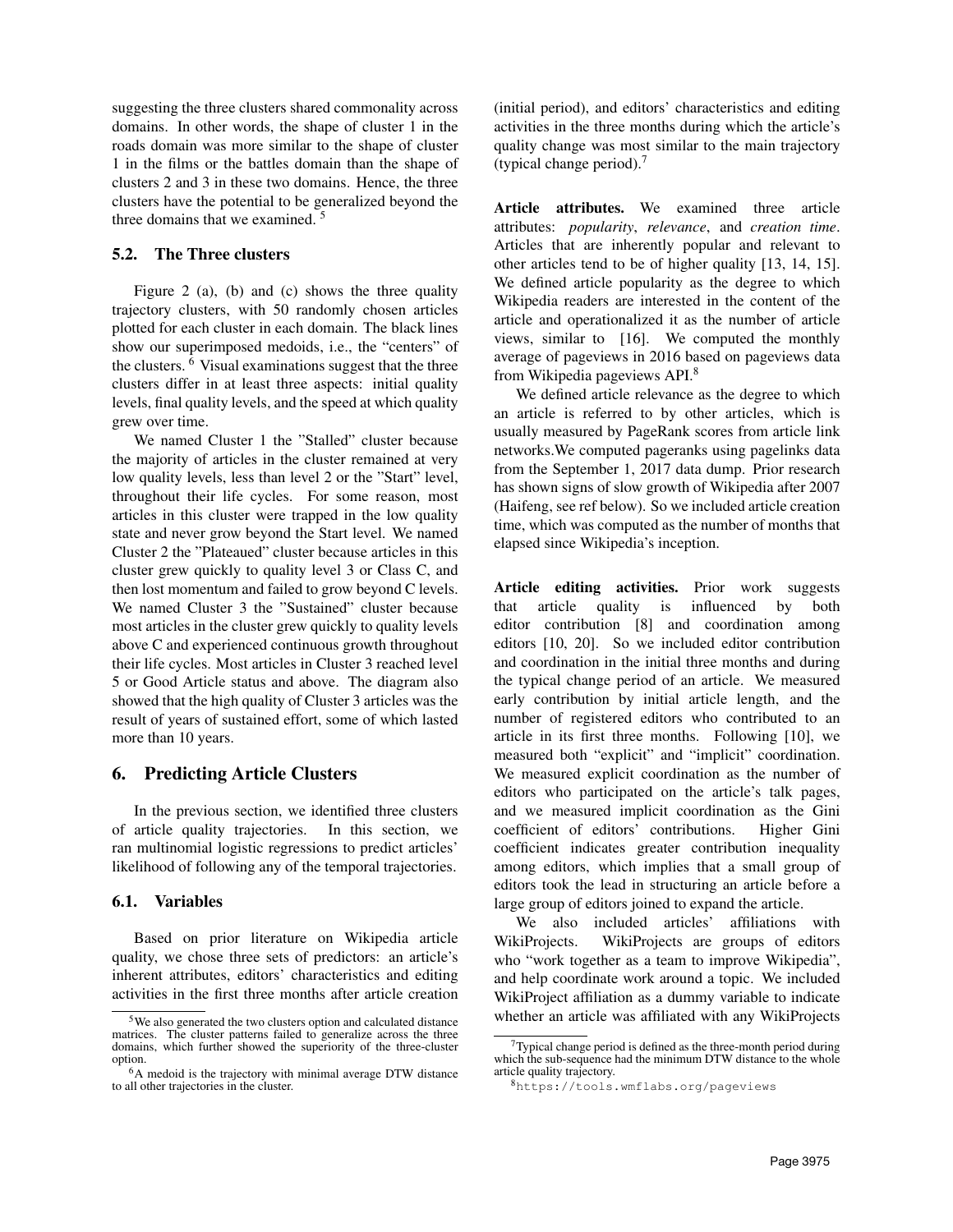suggesting the three clusters shared commonality across domains. In other words, the shape of cluster 1 in the roads domain was more similar to the shape of cluster 1 in the films or the battles domain than the shape of clusters 2 and 3 in these two domains. Hence, the three clusters have the potential to be generalized beyond the three domains that we examined. [5]

### 5.2. The Three clusters

Figure 2 (a), (b) and (c) shows the three quality trajectory clusters, with 50 randomly chosen articles plotted for each cluster in each domain. The black lines show our superimposed medoids, i.e., the "centers" of the clusters. [6] Visual examinations suggest that the three clusters differ in at least three aspects: initial quality levels, final quality levels, and the speed at which quality grew over time.

We named Cluster 1 the "Stalled" cluster because the majority of articles in the cluster remained at very low quality levels, less than level 2 or the "Start" level, throughout their life cycles. For some reason, most articles in this cluster were trapped in the low quality state and never grow beyond the Start level. We named Cluster 2 the "Plateaued" cluster because articles in this cluster grew quickly to quality level 3 or Class C, and then lost momentum and failed to grow beyond C levels. We named Cluster 3 the "Sustained" cluster because most articles in the cluster grew quickly to quality levels above C and experienced continuous growth throughout their life cycles. Most articles in Cluster 3 reached level 5 or Good Article status and above. The diagram also showed that the high quality of Cluster 3 articles was the result of years of sustained effort, some of which lasted more than 10 years.

## 6. Predicting Article Clusters

In the previous section, we identified three clusters of article quality trajectories. In this section, we ran multinomial logistic regressions to predict articles' likelihood of following any of the temporal trajectories.

### 6.1. Variables

Based on prior literature on Wikipedia article quality, we chose three sets of predictors: an article's inherent attributes, editors' characteristics and editing activities in the first three months after article creation (initial period), and editors' characteristics and editing activities in the three months during which the article's quality change was most similar to the main trajectory (typical change period).[7]

**Article attributes.** We examined three article attributes: *popularity*, *relevance*, and *creation time*. Articles that are inherently popular and relevant to other articles tend to be of higher quality [13, 14, 15]. We defined article popularity as the degree to which Wikipedia readers are interested in the content of the article and operationalized it as the number of article views, similar to [16]. We computed the monthly average of pageviews in 2016 based on pageviews data from Wikipedia pageviews API.[8]

We defined article relevance as the degree to which an article is referred to by other articles, which is usually measured by PageRank scores from article link networks.We computed pageranks using pagelinks data from the September 1, 2017 data dump. Prior research has shown signs of slow growth of Wikipedia after 2007 (Haifeng, see ref below). So we included article creation time, which was computed as the number of months that elapsed since Wikipedia's inception.

**Article editing activities.** Prior work suggests that article quality is influenced by both editor contribution [8] and coordination among editors [10, 20]. So we included editor contribution and coordination in the initial three months and during the typical change period of an article. We measured early contribution by initial article length, and the number of registered editors who contributed to an article in its first three months. Following [10], we measured both "explicit" and "implicit" coordination. We measured explicit coordination as the number of editors who participated on the article's talk pages, and we measured implicit coordination as the Gini coefficient of editors' contributions. Higher Gini coefficient indicates greater contribution inequality among editors, which implies that a small group of editors took the lead in structuring an article before a large group of editors joined to expand the article.

We also included articles' affiliations with WikiProjects. WikiProjects are groups of editors who "work together as a team to improve Wikipedia", and help coordinate work around a topic. We included WikiProject affiliation as a dummy variable to indicate whether an article was affiliated with any WikiProjects

---

[5] We also generated the two clusters option and calculated distance matrices. The cluster patterns failed to generalize across the three domains, which further showed the superiority of the three-cluster option.

[6] A medoid is the trajectory with minimal average DTW distance to all other trajectories in the cluster.

[7] Typical change period is defined as the three-month period during which the sub-sequence had the minimum DTW distance to the whole article quality trajectory.

[8] https://tools.wmflabs.org/pageviews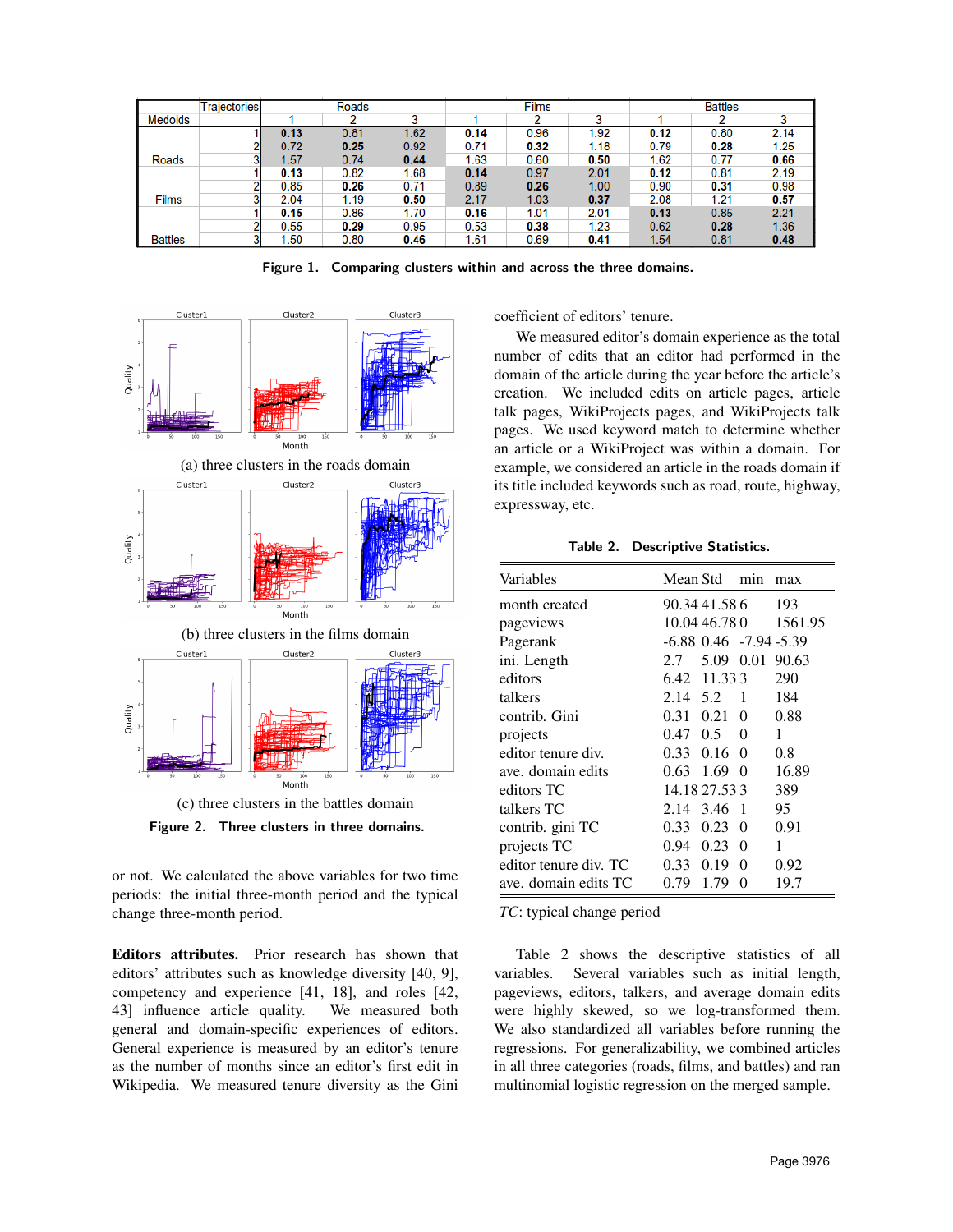| Medoids | Trajectories | Roads 1 | Roads 2 | Roads 3 | Films 1 | Films 2 | Films 3 | Battles 1 | Battles 2 | Battles 3 |
|---|---|---|---|---|---|---|---|---|---|---|
| Roads | 1 | **0.13** | 0.81 | 1.62 | **0.14** | 0.96 | 1.92 | **0.12** | 0.80 | 2.14 |
| | 2 | 0.72 | **0.25** | 0.92 | 0.71 | **0.32** | 1.18 | 0.79 | **0.28** | 1.25 |
| | 3 | 1.57 | 0.74 | **0.44** | 1.63 | 0.60 | **0.50** | 1.62 | 0.77 | **0.66** |
| Films | 1 | **0.13** | 0.82 | 1.68 | **0.14** | 0.97 | 2.01 | **0.12** | 0.81 | 2.19 |
| | 2 | 0.85 | **0.26** | 0.71 | 0.89 | **0.26** | 1.00 | 0.90 | **0.31** | 0.98 |
| | 3 | 2.04 | 1.19 | **0.50** | 2.17 | 1.03 | **0.37** | 2.08 | 1.21 | **0.57** |
| Battles | 1 | **0.15** | 0.86 | 1.70 | **0.16** | 1.01 | 2.01 | **0.13** | 0.85 | 2.21 |
| | 2 | 0.55 | **0.29** | 0.95 | 0.53 | **0.38** | 1.23 | 0.62 | **0.28** | 1.36 |
| | 3 | 1.50 | 0.80 | **0.46** | 1.61 | 0.69 | **0.41** | 1.54 | 0.81 | **0.48** |

**Figure 1. Comparing clusters within and across the three domains.**

(a) three clusters in the roads domain

(b) three clusters in the films domain

(c) three clusters in the battles domain

**Figure 2. Three clusters in three domains.**

or not. We calculated the above variables for two time periods: the initial three-month period and the typical change three-month period.

**Editors attributes.** Prior research has shown that editors' attributes such as knowledge diversity [40, 9], competency and experience [41, 18], and roles [42, 43] influence article quality. We measured both general and domain-specific experiences of editors. General experience is measured by an editor's tenure as the number of months since an editor's first edit in Wikipedia. We measured tenure diversity as the Gini coefficient of editors' tenure.

We measured editor's domain experience as the total number of edits that an editor had performed in the domain of the article during the year before the article's creation. We included edits on article pages, article talk pages, WikiProjects pages, and WikiProjects talk pages. We used keyword match to determine whether an article or a WikiProject was within a domain. For example, we considered an article in the roads domain if its title included keywords such as road, route, highway, expressway, etc.

**Table 2. Descriptive Statistics.**

| Variables | Mean | Std | min | max |
|---|---|---|---|---|
| month created | 90.34 | 41.58 | 6 | 193 |
| pageviews | 10.04 | 46.78 | 0 | 1561.95 |
| Pagerank | -6.88 | 0.46 | -7.94 | -5.39 |
| ini. Length | 2.7 | 5.09 | 0.01 | 90.63 |
| editors | 6.42 | 11.33 | 3 | 290 |
| talkers | 2.14 | 5.2 | 1 | 184 |
| contrib. Gini | 0.31 | 0.21 | 0 | 0.88 |
| projects | 0.47 | 0.5 | 0 | 1 |
| editor tenure div. | 0.33 | 0.16 | 0 | 0.8 |
| ave. domain edits | 0.63 | 1.69 | 0 | 16.89 |
| editors TC | 14.18 | 27.53 | 3 | 389 |
| talkers TC | 2.14 | 3.46 | 1 | 95 |
| contrib. gini TC | 0.33 | 0.23 | 0 | 0.91 |
| projects TC | 0.94 | 0.23 | 0 | 1 |
| editor tenure div. TC | 0.33 | 0.19 | 0 | 0.92 |
| ave. domain edits TC | 0.79 | 1.79 | 0 | 19.7 |

*TC*: typical change period

Table 2 shows the descriptive statistics of all variables. Several variables such as initial length, pageviews, editors, talkers, and average domain edits were highly skewed, so we log-transformed them. We also standardized all variables before running the regressions. For generalizability, we combined articles in all three categories (roads, films, and battles) and ran multinomial logistic regression on the merged sample.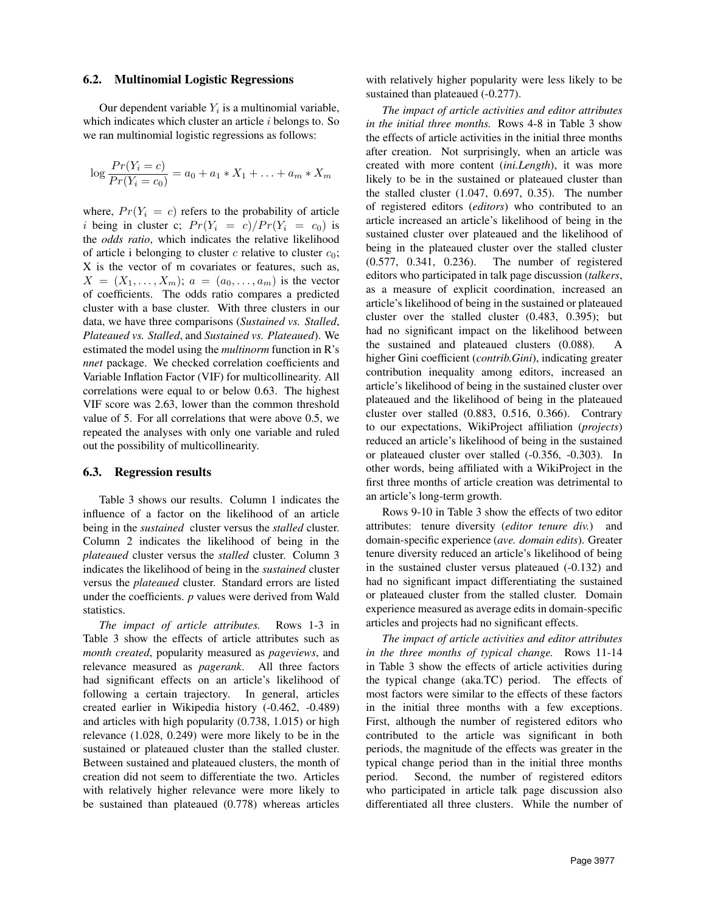### 6.2. Multinomial Logistic Regressions

Our dependent variable $Y_i$ is a multinomial variable, which indicates which cluster an article $i$ belongs to. So we ran multinomial logistic regressions as follows:

$$\log \frac{Pr(Y_i = c)}{Pr(Y_i = c_0)} = a_0 + a_1 * X_1 + \ldots + a_m * X_m$$

where, $Pr(Y_i = c)$ refers to the probability of article $i$ being in cluster c; $Pr(Y_i = c)/Pr(Y_i = c_0)$ is the *odds ratio*, which indicates the relative likelihood of article i belonging to cluster $c$ relative to cluster $c_0$; X is the vector of m covariates or features, such as, $X = (X_1, \ldots, X_m)$; $a = (a_0, \ldots, a_m)$ is the vector of coefficients. The odds ratio compares a predicted cluster with a base cluster. With three clusters in our data, we have three comparisons (*Sustained vs. Stalled*, *Plateaued vs. Stalled*, and *Sustained vs. Plateaued*). We estimated the model using the *multinorm* function in R's *nnet* package. We checked correlation coefficients and Variable Inflation Factor (VIF) for multicollinearity. All correlations were equal to or below 0.63. The highest VIF score was 2.63, lower than the common threshold value of 5. For all correlations that were above 0.5, we repeated the analyses with only one variable and ruled out the possibility of multicollinearity.

### 6.3. Regression results

Table 3 shows our results. Column 1 indicates the influence of a factor on the likelihood of an article being in the *sustained* cluster versus the *stalled* cluster. Column 2 indicates the likelihood of being in the *plateaued* cluster versus the *stalled* cluster. Column 3 indicates the likelihood of being in the *sustained* cluster versus the *plateaued* cluster. Standard errors are listed under the coefficients. *p* values were derived from Wald statistics.

*The impact of article attributes.* Rows 1-3 in Table 3 show the effects of article attributes such as *month created*, popularity measured as *pageviews*, and relevance measured as *pagerank*. All three factors had significant effects on an article's likelihood of following a certain trajectory. In general, articles created earlier in Wikipedia history (-0.462, -0.489) and articles with high popularity (0.738, 1.015) or high relevance (1.028, 0.249) were more likely to be in the sustained or plateaued cluster than the stalled cluster. Between sustained and plateaued clusters, the month of creation did not seem to differentiate the two. Articles with relatively higher relevance were more likely to be sustained than plateaued (0.778) whereas articles with relatively higher popularity were less likely to be sustained than plateaued (-0.277).

*The impact of article activities and editor attributes in the initial three months.* Rows 4-8 in Table 3 show the effects of article activities in the initial three months after creation. Not surprisingly, when an article was created with more content (*ini.Length*), it was more likely to be in the sustained or plateaued cluster than the stalled cluster (1.047, 0.697, 0.35). The number of registered editors (*editors*) who contributed to an article increased an article's likelihood of being in the sustained cluster over plateaued and the likelihood of being in the plateaued cluster over the stalled cluster (0.577, 0.341, 0.236). The number of registered editors who participated in talk page discussion (*talkers*, as a measure of explicit coordination, increased an article's likelihood of being in the sustained or plateaued cluster over the stalled cluster (0.483, 0.395); but had no significant impact on the likelihood between the sustained and plateaued clusters (0.088). A higher Gini coefficient (*contrib.Gini*), indicating greater contribution inequality among editors, increased an article's likelihood of being in the sustained cluster over plateaued and the likelihood of being in the plateaued cluster over stalled (0.883, 0.516, 0.366). Contrary to our expectations, WikiProject affiliation (*projects*) reduced an article's likelihood of being in the sustained or plateaued cluster over stalled (-0.356, -0.303). In other words, being affiliated with a WikiProject in the first three months of article creation was detrimental to an article's long-term growth.

Rows 9-10 in Table 3 show the effects of two editor attributes: tenure diversity (*editor tenure div.*) and domain-specific experience (*ave. domain edits*). Greater tenure diversity reduced an article's likelihood of being in the sustained cluster versus plateaued (-0.132) and had no significant impact differentiating the sustained or plateaued cluster from the stalled cluster. Domain experience measured as average edits in domain-specific articles and projects had no significant effects.

*The impact of article activities and editor attributes in the three months of typical change.* Rows 11-14 in Table 3 show the effects of article activities during the typical change (aka.TC) period. The effects of most factors were similar to the effects of these factors in the initial three months with a few exceptions. First, although the number of registered editors who contributed to the article was significant in both periods, the magnitude of the effects was greater in the typical change period than in the initial three months period. Second, the number of registered editors who participated in article talk page discussion also differentiated all three clusters. While the number of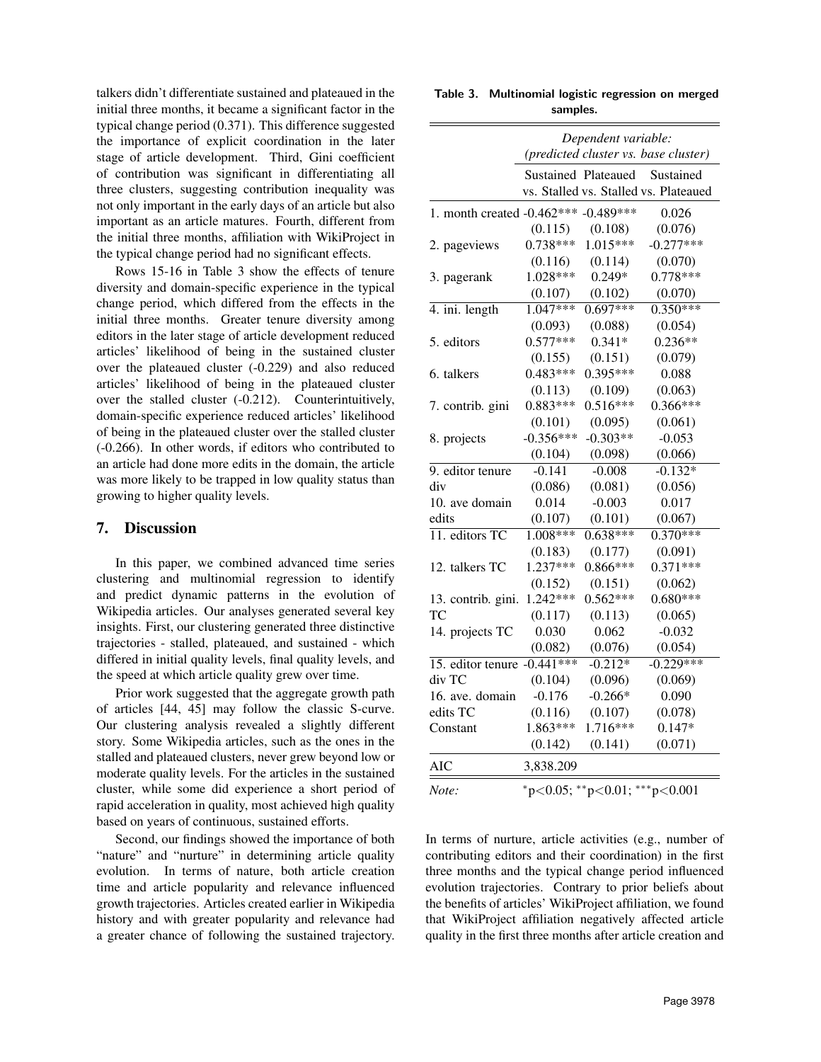talkers didn't differentiate sustained and plateaued in the initial three months, it became a significant factor in the typical change period (0.371). This difference suggested the importance of explicit coordination in the later stage of article development. Third, Gini coefficient of contribution was significant in differentiating all three clusters, suggesting contribution inequality was not only important in the early days of an article but also important as an article matures. Fourth, different from the initial three months, affiliation with WikiProject in the typical change period had no significant effects.

Rows 15-16 in Table 3 show the effects of tenure diversity and domain-specific experience in the typical change period, which differed from the effects in the initial three months. Greater tenure diversity among editors in the later stage of article development reduced articles' likelihood of being in the sustained cluster over the plateaued cluster (-0.229) and also reduced articles' likelihood of being in the plateaued cluster over the stalled cluster (-0.212). Counterintuitively, domain-specific experience reduced articles' likelihood of being in the plateaued cluster over the stalled cluster (-0.266). In other words, if editors who contributed to an article had done more edits in the domain, the article was more likely to be trapped in low quality status than growing to higher quality levels.

**Table 3. Multinomial logistic regression on merged samples.**

| | *Dependent variable: (predicted cluster vs. base cluster)* | | |
|---|---|---|---|
| | Sustained vs. Stalled | Plateaued vs. Stalled | Sustained vs. Plateaued |
| 1. month created | -0.462*** | -0.489*** | 0.026 |
| | (0.115) | (0.108) | (0.076) |
| 2. pageviews | 0.738*** | 1.015*** | -0.277*** |
| | (0.116) | (0.114) | (0.070) |
| 3. pagerank | 1.028*** | 0.249* | 0.778*** |
| | (0.107) | (0.102) | (0.070) |
| 4. ini. length | 1.047*** | 0.697*** | 0.350*** |
| | (0.093) | (0.088) | (0.054) |
| 5. editors | 0.577*** | 0.341* | 0.236** |
| | (0.155) | (0.151) | (0.079) |
| 6. talkers | 0.483*** | 0.395*** | 0.088 |
| | (0.113) | (0.109) | (0.063) |
| 7. contrib. gini | 0.883*** | 0.516*** | 0.366*** |
| | (0.101) | (0.095) | (0.061) |
| 8. projects | -0.356*** | -0.303** | -0.053 |
| | (0.104) | (0.098) | (0.066) |
| 9. editor tenure div | -0.141 | -0.008 | -0.132* |
| | (0.086) | (0.081) | (0.056) |
| 10. ave domain edits | 0.014 | -0.003 | 0.017 |
| | (0.107) | (0.101) | (0.067) |
| 11. editors TC | 1.008*** | 0.638*** | 0.370*** |
| | (0.183) | (0.177) | (0.091) |
| 12. talkers TC | 1.237*** | 0.866*** | 0.371*** |
| | (0.152) | (0.151) | (0.062) |
| 13. contrib. gini. TC | 1.242*** | 0.562*** | 0.680*** |
| | (0.117) | (0.113) | (0.065) |
| 14. projects TC | 0.030 | 0.062 | -0.032 |
| | (0.082) | (0.076) | (0.054) |
| 15. editor tenure div TC | -0.441*** | -0.212* | -0.229*** |
| | (0.104) | (0.096) | (0.069) |
| 16. ave. domain edits TC | -0.176 | -0.266* | 0.090 |
| | (0.116) | (0.107) | (0.078) |
| Constant | 1.863*** | 1.716*** | 0.147* |
| | (0.142) | (0.141) | (0.071) |
| AIC | 3,838.209 | | |
| *Note:* | *p<0.05; **p<0.01; ***p<0.001 | | |

## 7. Discussion

In this paper, we combined advanced time series clustering and multinomial regression to identify and predict dynamic patterns in the evolution of Wikipedia articles. Our analyses generated several key insights. First, our clustering generated three distinctive trajectories - stalled, plateaued, and sustained - which differed in initial quality levels, final quality levels, and the speed at which article quality grew over time.

Prior work suggested that the aggregate growth path of articles [44, 45] may follow the classic S-curve. Our clustering analysis revealed a slightly different story. Some Wikipedia articles, such as the ones in the stalled and plateaued clusters, never grew beyond low or moderate quality levels. For the articles in the sustained cluster, while some did experience a short period of rapid acceleration in quality, most achieved high quality based on years of continuous, sustained efforts.

Second, our findings showed the importance of both "nature" and "nurture" in determining article quality evolution. In terms of nature, both article creation time and article popularity and relevance influenced growth trajectories. Articles created earlier in Wikipedia history and with greater popularity and relevance had a greater chance of following the sustained trajectory. In terms of nurture, article activities (e.g., number of contributing editors and their coordination) in the first three months and the typical change period influenced evolution trajectories. Contrary to prior beliefs about the benefits of articles' WikiProject affiliation, we found that WikiProject affiliation negatively affected article quality in the first three months after article creation and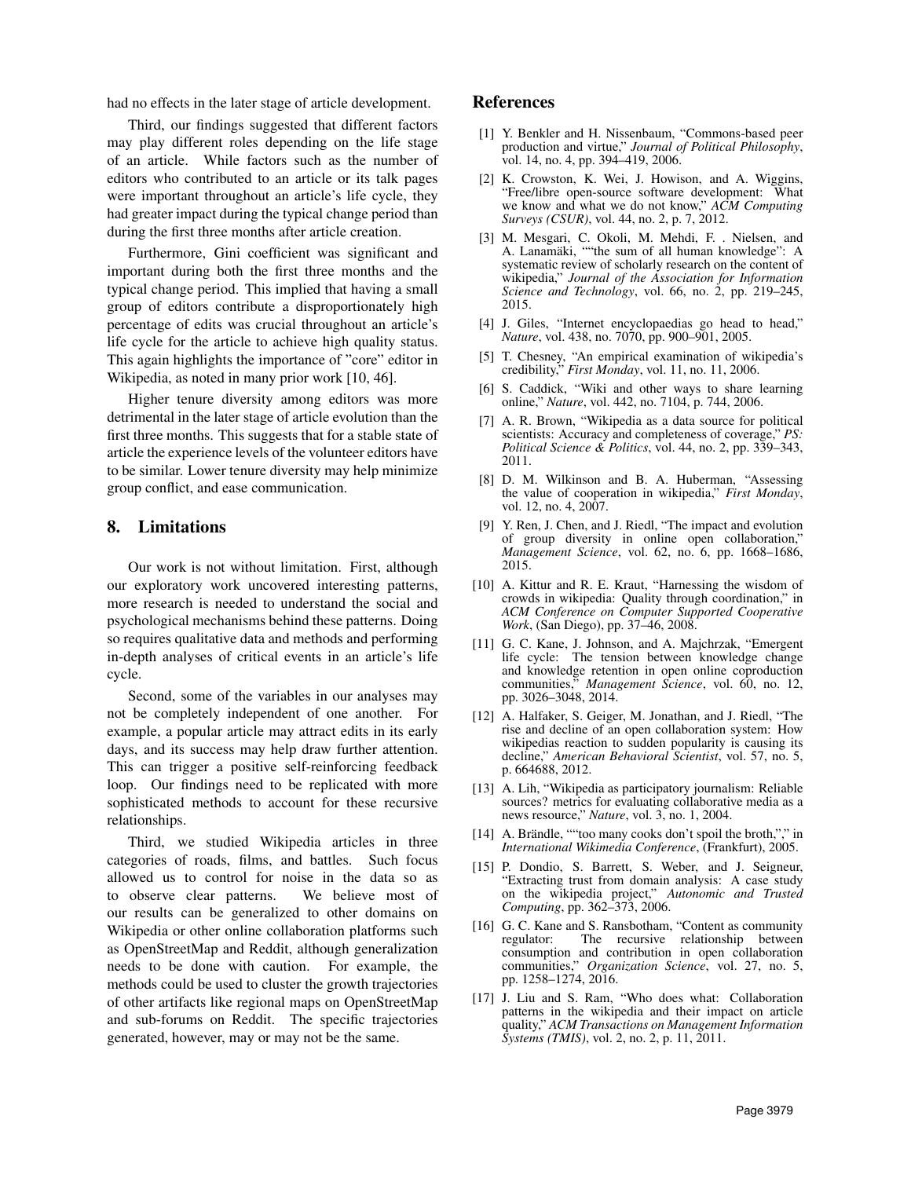had no effects in the later stage of article development.

Third, our findings suggested that different factors may play different roles depending on the life stage of an article. While factors such as the number of editors who contributed to an article or its talk pages were important throughout an article's life cycle, they had greater impact during the typical change period than during the first three months after article creation.

Furthermore, Gini coefficient was significant and important during both the first three months and the typical change period. This implied that having a small group of editors contribute a disproportionately high percentage of edits was crucial throughout an article's life cycle for the article to achieve high quality status. This again highlights the importance of "core" editor in Wikipedia, as noted in many prior work [10, 46].

Higher tenure diversity among editors was more detrimental in the later stage of article evolution than the first three months. This suggests that for a stable state of article the experience levels of the volunteer editors have to be similar. Lower tenure diversity may help minimize group conflict, and ease communication.

## 8. Limitations

Our work is not without limitation. First, although our exploratory work uncovered interesting patterns, more research is needed to understand the social and psychological mechanisms behind these patterns. Doing so requires qualitative data and methods and performing in-depth analyses of critical events in an article's life cycle.

Second, some of the variables in our analyses may not be completely independent of one another. For example, a popular article may attract edits in its early days, and its success may help draw further attention. This can trigger a positive self-reinforcing feedback loop. Our findings need to be replicated with more sophisticated methods to account for these recursive relationships.

Third, we studied Wikipedia articles in three categories of roads, films, and battles. Such focus allowed us to control for noise in the data so as to observe clear patterns. We believe most of our results can be generalized to other domains on Wikipedia or other online collaboration platforms such as OpenStreetMap and Reddit, although generalization needs to be done with caution. For example, the methods could be used to cluster the growth trajectories of other artifacts like regional maps on OpenStreetMap and sub-forums on Reddit. The specific trajectories generated, however, may or may not be the same.

## References

[1] Y. Benkler and H. Nissenbaum, "Commons-based peer production and virtue," *Journal of Political Philosophy*, vol. 14, no. 4, pp. 394–419, 2006.

[2] K. Crowston, K. Wei, J. Howison, and A. Wiggins, "Free/libre open-source software development: What we know and what we do not know," *ACM Computing Surveys (CSUR)*, vol. 44, no. 2, p. 7, 2012.

[3] M. Mesgari, C. Okoli, M. Mehdi, F. . Nielsen, and A. Lanamäki, ""the sum of all human knowledge": A systematic review of scholarly research on the content of wikipedia," *Journal of the Association for Information Science and Technology*, vol. 66, no. 2, pp. 219–245, 2015.

[4] J. Giles, "Internet encyclopaedias go head to head," *Nature*, vol. 438, no. 7070, pp. 900–901, 2005.

[5] T. Chesney, "An empirical examination of wikipedia's credibility," *First Monday*, vol. 11, no. 11, 2006.

[6] S. Caddick, "Wiki and other ways to share learning online," *Nature*, vol. 442, no. 7104, p. 744, 2006.

[7] A. R. Brown, "Wikipedia as a data source for political scientists: Accuracy and completeness of coverage," *PS: Political Science & Politics*, vol. 44, no. 2, pp. 339–343, 2011.

[8] D. M. Wilkinson and B. A. Huberman, "Assessing the value of cooperation in wikipedia," *First Monday*, vol. 12, no. 4, 2007.

[9] Y. Ren, J. Chen, and J. Riedl, "The impact and evolution of group diversity in online open collaboration," *Management Science*, vol. 62, no. 6, pp. 1668–1686, 2015.

[10] A. Kittur and R. E. Kraut, "Harnessing the wisdom of crowds in wikipedia: Quality through coordination," in *ACM Conference on Computer Supported Cooperative Work*, (San Diego), pp. 37–46, 2008.

[11] G. C. Kane, J. Johnson, and A. Majchrzak, "Emergent life cycle: The tension between knowledge change and knowledge retention in open online coproduction communities," *Management Science*, vol. 60, no. 12, pp. 3026–3048, 2014.

[12] A. Halfaker, S. Geiger, M. Jonathan, and J. Riedl, "The rise and decline of an open collaboration system: How wikipedias reaction to sudden popularity is causing its decline," *American Behavioral Scientist*, vol. 57, no. 5, p. 664688, 2012.

[13] A. Lih, "Wikipedia as participatory journalism: Reliable sources? metrics for evaluating collaborative media as a news resource," *Nature*, vol. 3, no. 1, 2004.

[14] A. Brändle, ""too many cooks don't spoil the broth"," in *International Wikimedia Conference*, (Frankfurt), 2005.

[15] P. Dondio, S. Barrett, S. Weber, and J. Seigneur, "Extracting trust from domain analysis: A case study on the wikipedia project," *Autonomic and Trusted Computing*, pp. 362–373, 2006.

[16] G. C. Kane and S. Ransbotham, "Content as community regulator: The recursive relationship between consumption and contribution in open collaboration communities," *Organization Science*, vol. 27, no. 5, pp. 1258–1274, 2016.

[17] J. Liu and S. Ram, "Who does what: Collaboration patterns in the wikipedia and their impact on article quality," *ACM Transactions on Management Information Systems (TMIS)*, vol. 2, no. 2, p. 11, 2011.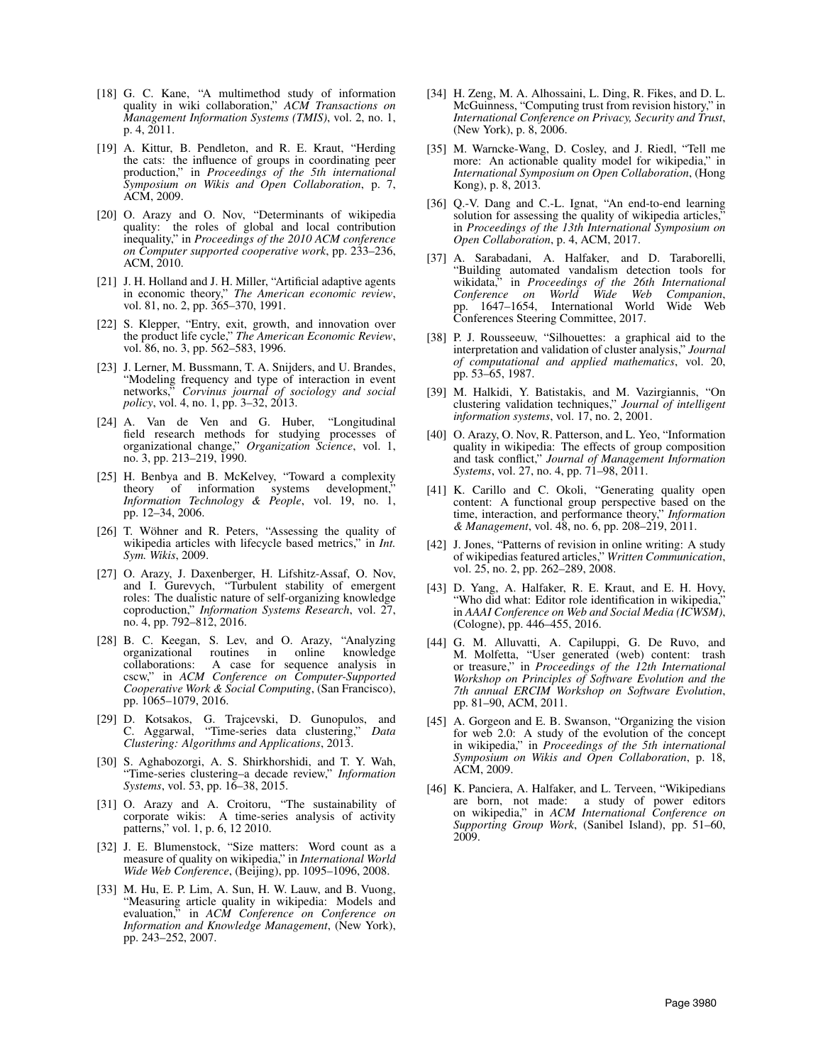[18] G. C. Kane, "A multimethod study of information quality in wiki collaboration," *ACM Transactions on Management Information Systems (TMIS)*, vol. 2, no. 1, p. 4, 2011.

[19] A. Kittur, B. Pendleton, and R. E. Kraut, "Herding the cats: the influence of groups in coordinating peer production," in *Proceedings of the 5th international Symposium on Wikis and Open Collaboration*, p. 7, ACM, 2009.

[20] O. Arazy and O. Nov, "Determinants of wikipedia quality: the roles of global and local contribution inequality," in *Proceedings of the 2010 ACM conference on Computer supported cooperative work*, pp. 233–236, ACM, 2010.

[21] J. H. Holland and J. H. Miller, "Artificial adaptive agents in economic theory," *The American economic review*, vol. 81, no. 2, pp. 365–370, 1991.

[22] S. Klepper, "Entry, exit, growth, and innovation over the product life cycle," *The American Economic Review*, vol. 86, no. 3, pp. 562–583, 1996.

[23] J. Lerner, M. Bussmann, T. A. Snijders, and U. Brandes, "Modeling frequency and type of interaction in event networks," *Corvinus journal of sociology and social policy*, vol. 4, no. 1, pp. 3–32, 2013.

[24] A. Van de Ven and G. Huber, "Longitudinal field research methods for studying processes of organizational change," *Organization Science*, vol. 1, no. 3, pp. 213–219, 1990.

[25] H. Benbya and B. McKelvey, "Toward a complexity theory of information systems development," *Information Technology & People*, vol. 19, no. 1, pp. 12–34, 2006.

[26] T. Wöhner and R. Peters, "Assessing the quality of wikipedia articles with lifecycle based metrics," in *Int. Sym. Wikis*, 2009.

[27] O. Arazy, J. Daxenberger, H. Lifshitz-Assaf, O. Nov, and I. Gurevych, "Turbulent stability of emergent roles: The dualistic nature of self-organizing knowledge coproduction," *Information Systems Research*, vol. 27, no. 4, pp. 792–812, 2016.

[28] B. C. Keegan, S. Lev, and O. Arazy, "Analyzing organizational routines in online knowledge collaborations: A case for sequence analysis in cscw," in *ACM Conference on Computer-Supported Cooperative Work & Social Computing*, (San Francisco), pp. 1065–1079, 2016.

[29] D. Kotsakos, G. Trajcevski, D. Gunopulos, and C. Aggarwal, "Time-series data clustering," *Data Clustering: Algorithms and Applications*, 2013.

[30] S. Aghabozorgi, A. S. Shirkhorshidi, and T. Y. Wah, "Time-series clustering–a decade review," *Information Systems*, vol. 53, pp. 16–38, 2015.

[31] O. Arazy and A. Croitoru, "The sustainability of corporate wikis: A time-series analysis of activity patterns," vol. 1, p. 6, 12 2010.

[32] J. E. Blumenstock, "Size matters: Word count as a measure of quality on wikipedia," in *International World Wide Web Conference*, (Beijing), pp. 1095–1096, 2008.

[33] M. Hu, E. P. Lim, A. Sun, H. W. Lauw, and B. Vuong, "Measuring article quality in wikipedia: Models and evaluation," in *ACM Conference on Conference on Information and Knowledge Management*, (New York), pp. 243–252, 2007.

[34] H. Zeng, M. A. Alhossaini, L. Ding, R. Fikes, and D. L. McGuinness, "Computing trust from revision history," in *International Conference on Privacy, Security and Trust*, (New York), p. 8, 2006.

[35] M. Warncke-Wang, D. Cosley, and J. Riedl, "Tell me more: An actionable quality model for wikipedia," in *International Symposium on Open Collaboration*, (Hong Kong), p. 8, 2013.

[36] Q.-V. Dang and C.-L. Ignat, "An end-to-end learning solution for assessing the quality of wikipedia articles," in *Proceedings of the 13th International Symposium on Open Collaboration*, p. 4, ACM, 2017.

[37] A. Sarabadani, A. Halfaker, and D. Taraborelli, "Building automated vandalism detection tools for wikidata," in *Proceedings of the 26th International Conference on World Wide Web Companion*, pp. 1647–1654, International World Wide Web Conferences Steering Committee, 2017.

[38] P. J. Rousseeuw, "Silhouettes: a graphical aid to the interpretation and validation of cluster analysis," *Journal of computational and applied mathematics*, vol. 20, pp. 53–65, 1987.

[39] M. Halkidi, Y. Batistakis, and M. Vazirgiannis, "On clustering validation techniques," *Journal of intelligent information systems*, vol. 17, no. 2, 2001.

[40] O. Arazy, O. Nov, R. Patterson, and L. Yeo, "Information quality in wikipedia: The effects of group composition and task conflict," *Journal of Management Information Systems*, vol. 27, no. 4, pp. 71–98, 2011.

[41] K. Carillo and C. Okoli, "Generating quality open content: A functional group perspective based on the time, interaction, and performance theory," *Information & Management*, vol. 48, no. 6, pp. 208–219, 2011.

[42] J. Jones, "Patterns of revision in online writing: A study of wikipedias featured articles," *Written Communication*, vol. 25, no. 2, pp. 262–289, 2008.

[43] D. Yang, A. Halfaker, R. E. Kraut, and E. H. Hovy, "Who did what: Editor role identification in wikipedia," in *AAAI Conference on Web and Social Media (ICWSM)*, (Cologne), pp. 446–455, 2016.

[44] G. M. Alluvatti, A. Capiluppi, G. De Ruvo, and M. Molfetta, "User generated (web) content: trash or treasure," in *Proceedings of the 12th International Workshop on Principles of Software Evolution and the 7th annual ERCIM Workshop on Software Evolution*, pp. 81–90, ACM, 2011.

[45] A. Gorgeon and E. B. Swanson, "Organizing the vision for web 2.0: A study of the evolution of the concept in wikipedia," in *Proceedings of the 5th international Symposium on Wikis and Open Collaboration*, p. 18, ACM, 2009.

[46] K. Panciera, A. Halfaker, and L. Terveen, "Wikipedians are born, not made: a study of power editors on wikipedia," in *ACM International Conference on Supporting Group Work*, (Sanibel Island), pp. 51–60, 2009.